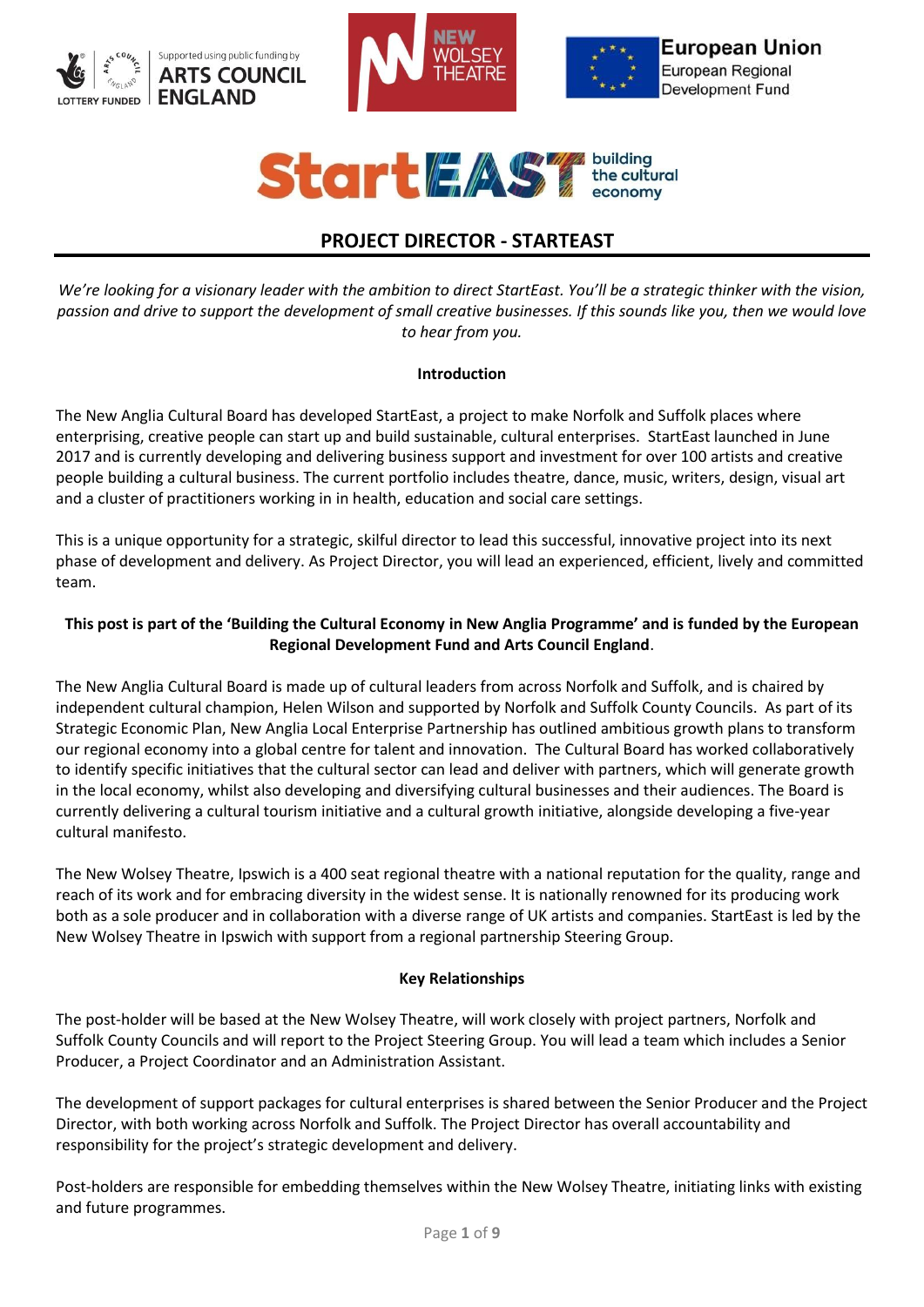# PROJECT DIRECTOR - STARTEAST

*We're looking for a visionary leader with the ambition to direct StartEast. You'll be a strategic thinker with the vision, passion and drive to support the development of small creative businesses. If this sounds like you, then we would love to hear from you.*

**Introduction**

The New Anglia Cultural Board has developed StartEast, a project to make Norfolk and Suffolk places where enterprising, creative people can start up and build sustainable, cultural enterprises. StartEast launched in June 2017 and is currently developing and delivering business support and investment for over 100 artists and creative people building a cultural business. The current portfolio includes theatre, dance, music, writers, design, visual art and a cluster of practitioners working in in health, education and social care settings.

This is a unique opportunity for a strategic, skilful director to lead this successful, innovative project into its next phase of development and delivery. As Project Director, you will lead an experienced, efficient, lively and committed team.

**This post is part of the 'Building the Cultural Economy in New Anglia Programme' and is funded by the European Regional Development Fund and Arts Council England**.

The New Anglia Cultural Board is made up of cultural leaders from across Norfolk and Suffolk, and is chaired by independent cultural champion, Helen Wilson and supported by Norfolk and Suffolk County Councils. As part of its Strategic Economic Plan, New Anglia Local Enterprise Partnership has outlined ambitious growth plans to transform our regional economy into a global centre for talent and innovation. The Cultural Board has worked collaboratively to identify specific initiatives that the cultural sector can lead and deliver with partners, which will generate growth in the local economy, whilst also developing and diversifying cultural businesses and their audiences. The Board is currently delivering a cultural tourism initiative and a cultural growth initiative, alongside developing a five-year cultural manifesto.

The New Wolsey Theatre, Ipswich is a 400 seat regional theatre with a national reputation for the quality, range and reach of its work and for embracing diversity in the widest sense. It is nationally renowned for its producing work both as a sole producer and in collaboration with a diverse range of UK artists and companies. StartEast is led by the New Wolsey Theatre in Ipswich with support from a regional partnership Steering Group.

**Key Relationships**

The post-holder will be based at the New Wolsey Theatre, will work closely with project partners, Norfolk and Suffolk County Councils and will report to the Project Steering Group. You will lead a team which includes a Senior Producer, a Project Coordinator and an Administration Assistant.

The development of support packages for cultural enterprises is shared between the Senior Producer and the Project Director, with both working across Norfolk and Suffolk. The Project Director has overall accountability and responsibility for the project's strategic development and delivery.

Post-holders are responsible for embedding themselves within the New Wolsey Theatre, initiating links with existing and future programmes.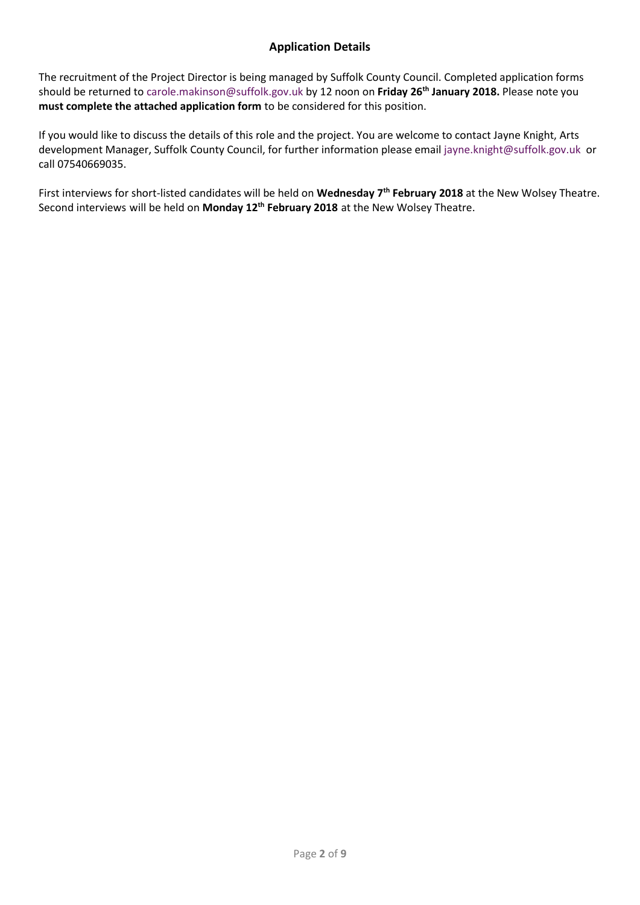## Application Details

The recruitment of the Project Director is being managed by Suffolk County Council. Completed application forms should be returned to carole.makinson@suffolk.gov.uk by 12 noon on **Friday 26th January 2018.** Please note you **must complete the attached application form** to be considered for this position.

If you would like to discuss the details of this role and the project. You are welcome to contact Jayne Knight, Arts development Manager, Suffolk County Council, for further information please email jayne.knight@suffolk.gov.uk or call 07540669035.

First interviews for short-listed candidates will be held on **Wednesday 7th February 2018** at the New Wolsey Theatre. Second interviews will be held on **Monday 12th February 2018** at the New Wolsey Theatre.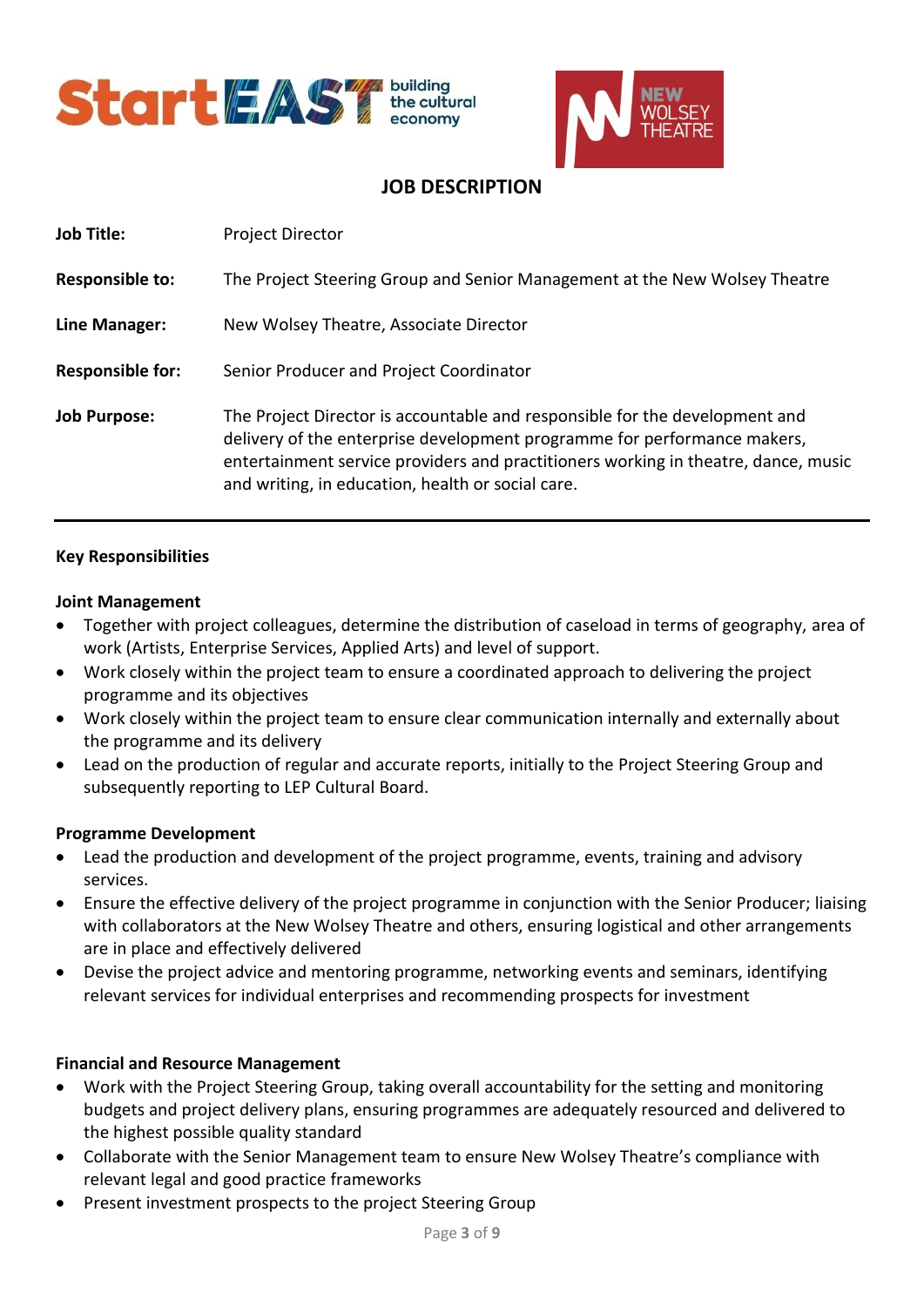# JOB DESCRIPTION

| | |
|---|---|
| **Job Title:** | Project Director |
| **Responsible to:** | The Project Steering Group and Senior Management at the New Wolsey Theatre |
| **Line Manager:** | New Wolsey Theatre, Associate Director |
| **Responsible for:** | Senior Producer and Project Coordinator |
| **Job Purpose:** | The Project Director is accountable and responsible for the development and delivery of the enterprise development programme for performance makers, entertainment service providers and practitioners working in theatre, dance, music and writing, in education, health or social care. |

## Key Responsibilities

### Joint Management

- Together with project colleagues, determine the distribution of caseload in terms of geography, area of work (Artists, Enterprise Services, Applied Arts) and level of support.
- Work closely within the project team to ensure a coordinated approach to delivering the project programme and its objectives
- Work closely within the project team to ensure clear communication internally and externally about the programme and its delivery
- Lead on the production of regular and accurate reports, initially to the Project Steering Group and subsequently reporting to LEP Cultural Board.

### Programme Development

- Lead the production and development of the project programme, events, training and advisory services.
- Ensure the effective delivery of the project programme in conjunction with the Senior Producer; liaising with collaborators at the New Wolsey Theatre and others, ensuring logistical and other arrangements are in place and effectively delivered
- Devise the project advice and mentoring programme, networking events and seminars, identifying relevant services for individual enterprises and recommending prospects for investment

### Financial and Resource Management

- Work with the Project Steering Group, taking overall accountability for the setting and monitoring budgets and project delivery plans, ensuring programmes are adequately resourced and delivered to the highest possible quality standard
- Collaborate with the Senior Management team to ensure New Wolsey Theatre's compliance with relevant legal and good practice frameworks
- Present investment prospects to the project Steering Group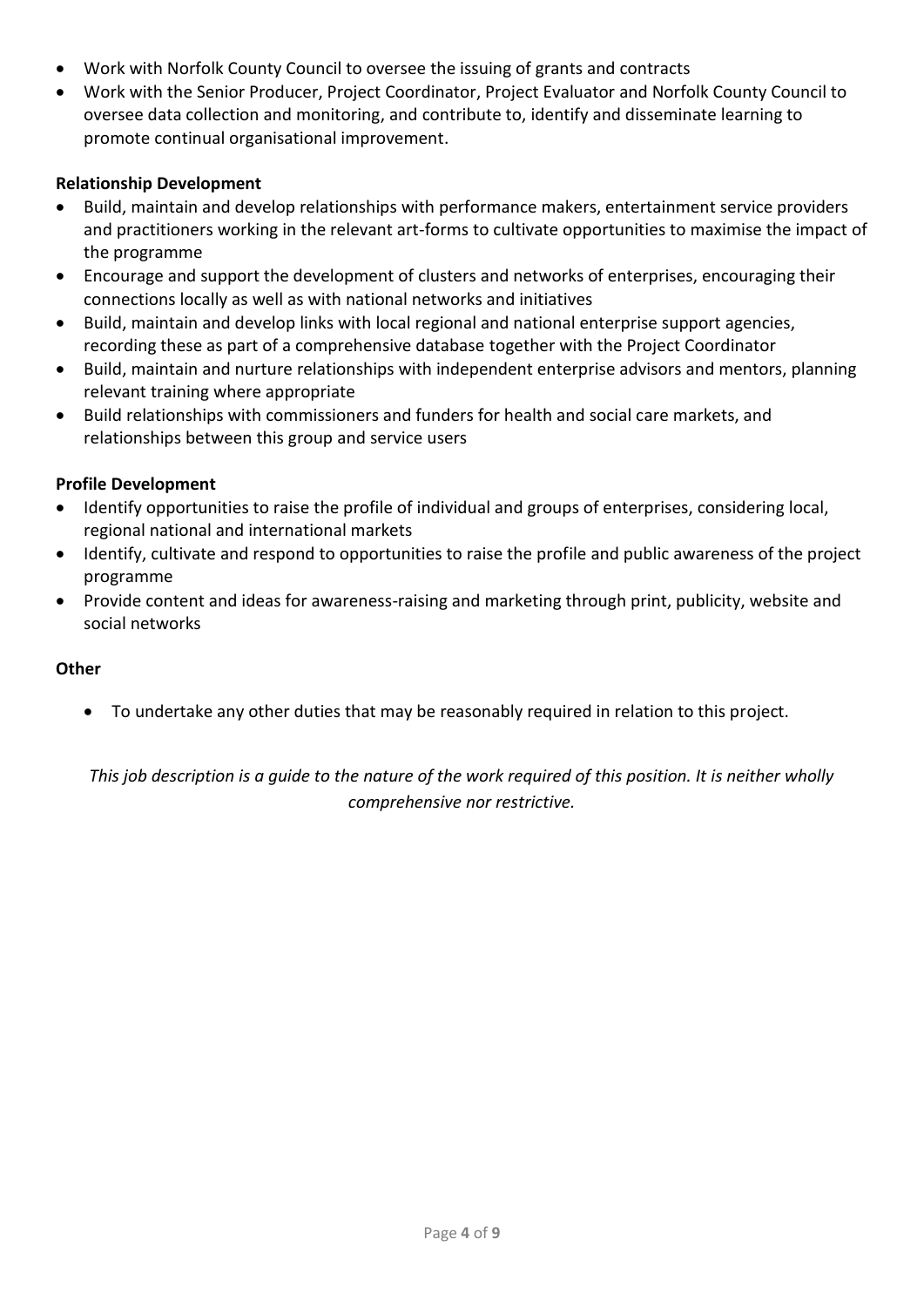- Work with Norfolk County Council to oversee the issuing of grants and contracts
- Work with the Senior Producer, Project Coordinator, Project Evaluator and Norfolk County Council to oversee data collection and monitoring, and contribute to, identify and disseminate learning to promote continual organisational improvement.

**Relationship Development**

- Build, maintain and develop relationships with performance makers, entertainment service providers and practitioners working in the relevant art-forms to cultivate opportunities to maximise the impact of the programme
- Encourage and support the development of clusters and networks of enterprises, encouraging their connections locally as well as with national networks and initiatives
- Build, maintain and develop links with local regional and national enterprise support agencies, recording these as part of a comprehensive database together with the Project Coordinator
- Build, maintain and nurture relationships with independent enterprise advisors and mentors, planning relevant training where appropriate
- Build relationships with commissioners and funders for health and social care markets, and relationships between this group and service users

**Profile Development**

- Identify opportunities to raise the profile of individual and groups of enterprises, considering local, regional national and international markets
- Identify, cultivate and respond to opportunities to raise the profile and public awareness of the project programme
- Provide content and ideas for awareness-raising and marketing through print, publicity, website and social networks

**Other**

- To undertake any other duties that may be reasonably required in relation to this project.

*This job description is a guide to the nature of the work required of this position. It is neither wholly comprehensive nor restrictive.*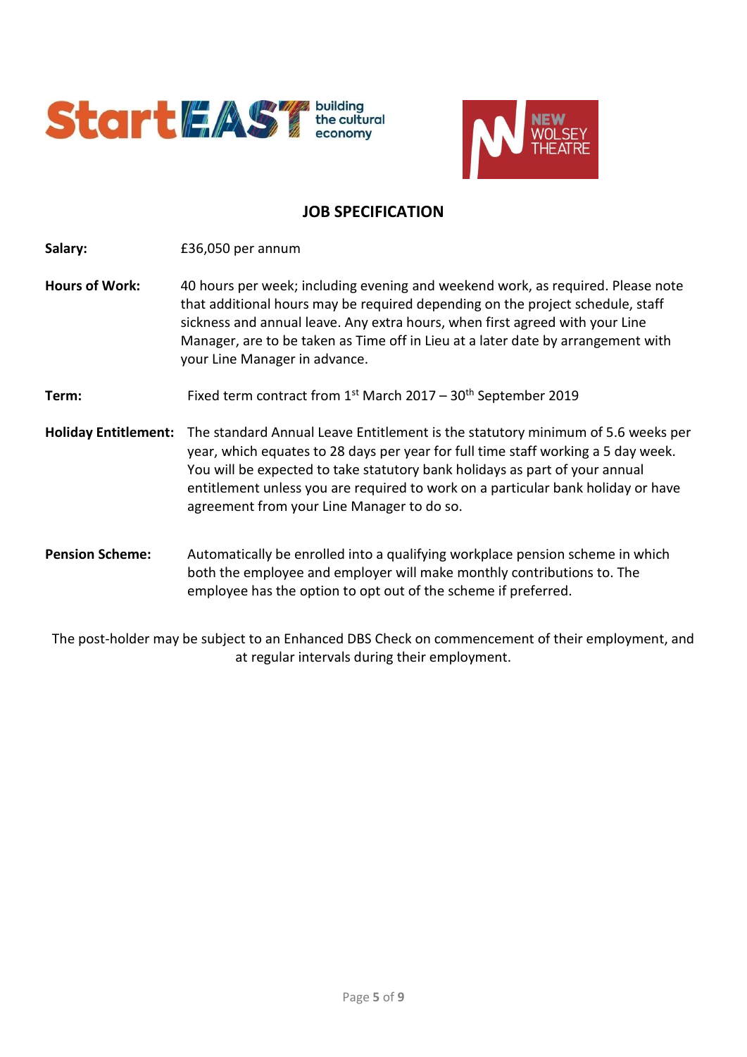## JOB SPECIFICATION

**Salary:** £36,050 per annum

**Hours of Work:** 40 hours per week; including evening and weekend work, as required. Please note that additional hours may be required depending on the project schedule, staff sickness and annual leave. Any extra hours, when first agreed with your Line Manager, are to be taken as Time off in Lieu at a later date by arrangement with your Line Manager in advance.

**Term:** Fixed term contract from 1st March 2017 – 30th September 2019

**Holiday Entitlement:** The standard Annual Leave Entitlement is the statutory minimum of 5.6 weeks per year, which equates to 28 days per year for full time staff working a 5 day week. You will be expected to take statutory bank holidays as part of your annual entitlement unless you are required to work on a particular bank holiday or have agreement from your Line Manager to do so.

**Pension Scheme:** Automatically be enrolled into a qualifying workplace pension scheme in which both the employee and employer will make monthly contributions to. The employee has the option to opt out of the scheme if preferred.

The post-holder may be subject to an Enhanced DBS Check on commencement of their employment, and at regular intervals during their employment.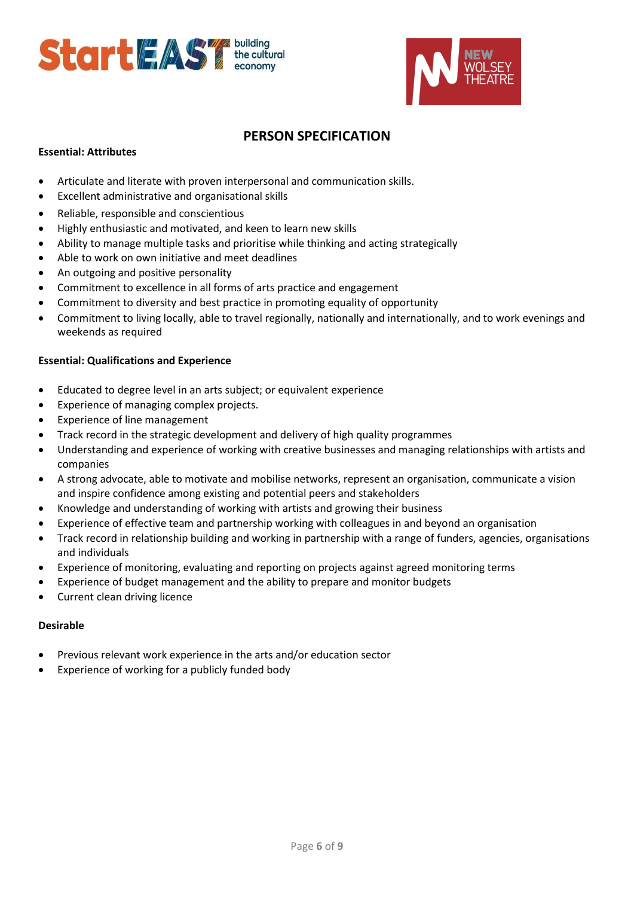# PERSON SPECIFICATION

**Essential: Attributes**

- Articulate and literate with proven interpersonal and communication skills.
- Excellent administrative and organisational skills
- Reliable, responsible and conscientious
- Highly enthusiastic and motivated, and keen to learn new skills
- Ability to manage multiple tasks and prioritise while thinking and acting strategically
- Able to work on own initiative and meet deadlines
- An outgoing and positive personality
- Commitment to excellence in all forms of arts practice and engagement
- Commitment to diversity and best practice in promoting equality of opportunity
- Commitment to living locally, able to travel regionally, nationally and internationally, and to work evenings and weekends as required

**Essential: Qualifications and Experience**

- Educated to degree level in an arts subject; or equivalent experience
- Experience of managing complex projects.
- Experience of line management
- Track record in the strategic development and delivery of high quality programmes
- Understanding and experience of working with creative businesses and managing relationships with artists and companies
- A strong advocate, able to motivate and mobilise networks, represent an organisation, communicate a vision and inspire confidence among existing and potential peers and stakeholders
- Knowledge and understanding of working with artists and growing their business
- Experience of effective team and partnership working with colleagues in and beyond an organisation
- Track record in relationship building and working in partnership with a range of funders, agencies, organisations and individuals
- Experience of monitoring, evaluating and reporting on projects against agreed monitoring terms
- Experience of budget management and the ability to prepare and monitor budgets
- Current clean driving licence

**Desirable**

- Previous relevant work experience in the arts and/or education sector
- Experience of working for a publicly funded body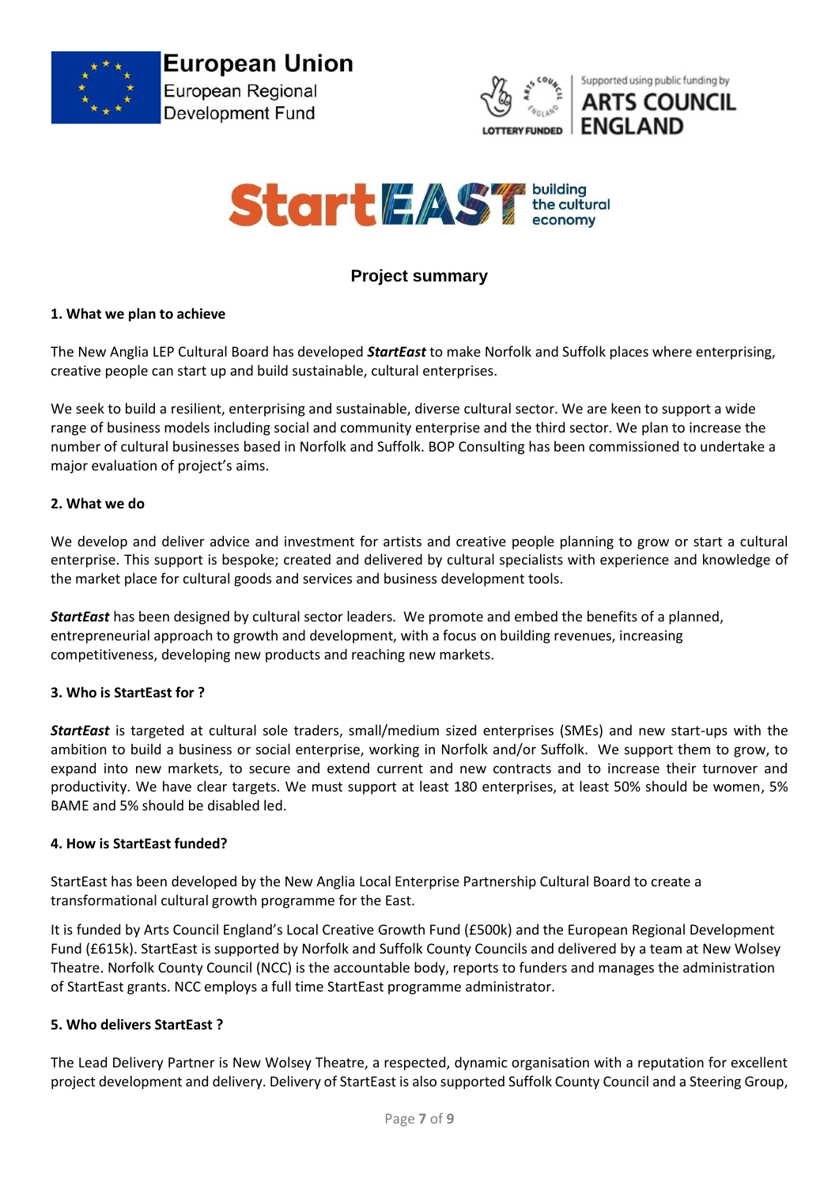European Union
European Regional Development Fund

Supported using public funding by ARTS COUNCIL ENGLAND
LOTTERY FUNDED

StartEAST building the cultural economy

## Project summary

**1. What we plan to achieve**

The New Anglia LEP Cultural Board has developed ***StartEast*** to make Norfolk and Suffolk places where enterprising, creative people can start up and build sustainable, cultural enterprises.

We seek to build a resilient, enterprising and sustainable, diverse cultural sector. We are keen to support a wide range of business models including social and community enterprise and the third sector. We plan to increase the number of cultural businesses based in Norfolk and Suffolk. BOP Consulting has been commissioned to undertake a major evaluation of project's aims.

**2. What we do**

We develop and deliver advice and investment for artists and creative people planning to grow or start a cultural enterprise. This support is bespoke; created and delivered by cultural specialists with experience and knowledge of the market place for cultural goods and services and business development tools.

***StartEast*** has been designed by cultural sector leaders. We promote and embed the benefits of a planned, entrepreneurial approach to growth and development, with a focus on building revenues, increasing competitiveness, developing new products and reaching new markets.

**3. Who is StartEast for ?**

***StartEast*** is targeted at cultural sole traders, small/medium sized enterprises (SMEs) and new start-ups with the ambition to build a business or social enterprise, working in Norfolk and/or Suffolk. We support them to grow, to expand into new markets, to secure and extend current and new contracts and to increase their turnover and productivity. We have clear targets. We must support at least 180 enterprises, at least 50% should be women, 5% BAME and 5% should be disabled led.

**4. How is StartEast funded?**

StartEast has been developed by the New Anglia Local Enterprise Partnership Cultural Board to create a transformational cultural growth programme for the East.

It is funded by Arts Council England's Local Creative Growth Fund (£500k) and the European Regional Development Fund (£615k). StartEast is supported by Norfolk and Suffolk County Councils and delivered by a team at New Wolsey Theatre. Norfolk County Council (NCC) is the accountable body, reports to funders and manages the administration of StartEast grants. NCC employs a full time StartEast programme administrator.

**5. Who delivers StartEast ?**

The Lead Delivery Partner is New Wolsey Theatre, a respected, dynamic organisation with a reputation for excellent project development and delivery. Delivery of StartEast is also supported Suffolk County Council and a Steering Group,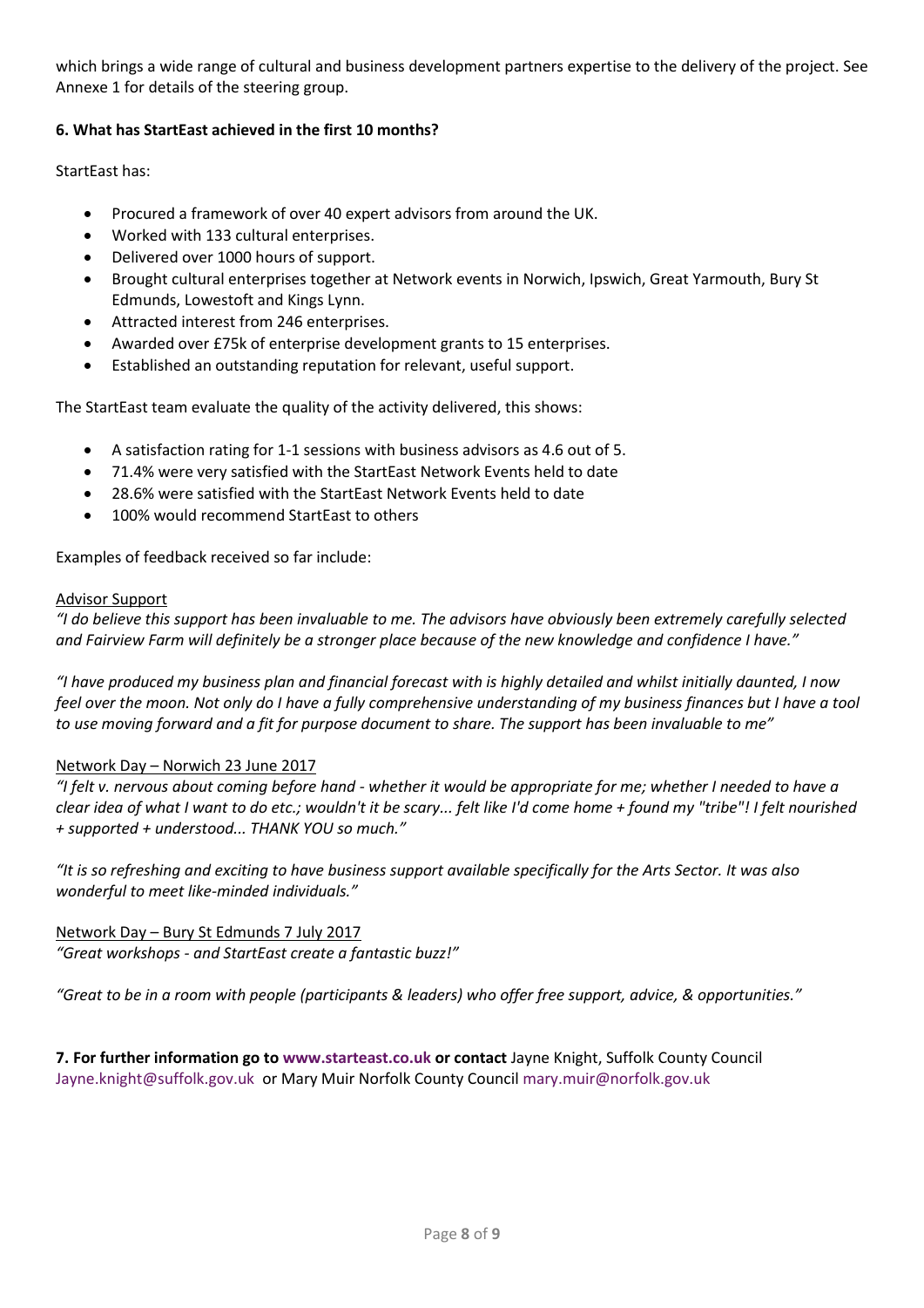which brings a wide range of cultural and business development partners expertise to the delivery of the project. See Annexe 1 for details of the steering group.

**6. What has StartEast achieved in the first 10 months?**

StartEast has:

- Procured a framework of over 40 expert advisors from around the UK.
- Worked with 133 cultural enterprises.
- Delivered over 1000 hours of support.
- Brought cultural enterprises together at Network events in Norwich, Ipswich, Great Yarmouth, Bury St Edmunds, Lowestoft and Kings Lynn.
- Attracted interest from 246 enterprises.
- Awarded over £75k of enterprise development grants to 15 enterprises.
- Established an outstanding reputation for relevant, useful support.

The StartEast team evaluate the quality of the activity delivered, this shows:

- A satisfaction rating for 1-1 sessions with business advisors as 4.6 out of 5.
- 71.4% were very satisfied with the StartEast Network Events held to date
- 28.6% were satisfied with the StartEast Network Events held to date
- 100% would recommend StartEast to others

Examples of feedback received so far include:

<u>Advisor Support</u>

*"I do believe this support has been invaluable to me. The advisors have obviously been extremely carefully selected and Fairview Farm will definitely be a stronger place because of the new knowledge and confidence I have."*

*"I have produced my business plan and financial forecast with is highly detailed and whilst initially daunted, I now feel over the moon. Not only do I have a fully comprehensive understanding of my business finances but I have a tool to use moving forward and a fit for purpose document to share. The support has been invaluable to me"*

<u>Network Day – Norwich 23 June 2017</u>

*"I felt v. nervous about coming before hand - whether it would be appropriate for me; whether I needed to have a clear idea of what I want to do etc.; wouldn't it be scary... felt like I'd come home + found my "tribe"! I felt nourished + supported + understood... THANK YOU so much."*

*"It is so refreshing and exciting to have business support available specifically for the Arts Sector. It was also wonderful to meet like-minded individuals."*

<u>Network Day – Bury St Edmunds 7 July 2017</u>

*"Great workshops - and StartEast create a fantastic buzz!"*

*"Great to be in a room with people (participants & leaders) who offer free support, advice, & opportunities."*

**7. For further information go to www.starteast.co.uk or contact** Jayne Knight, Suffolk County Council Jayne.knight@suffolk.gov.uk or Mary Muir Norfolk County Council mary.muir@norfolk.gov.uk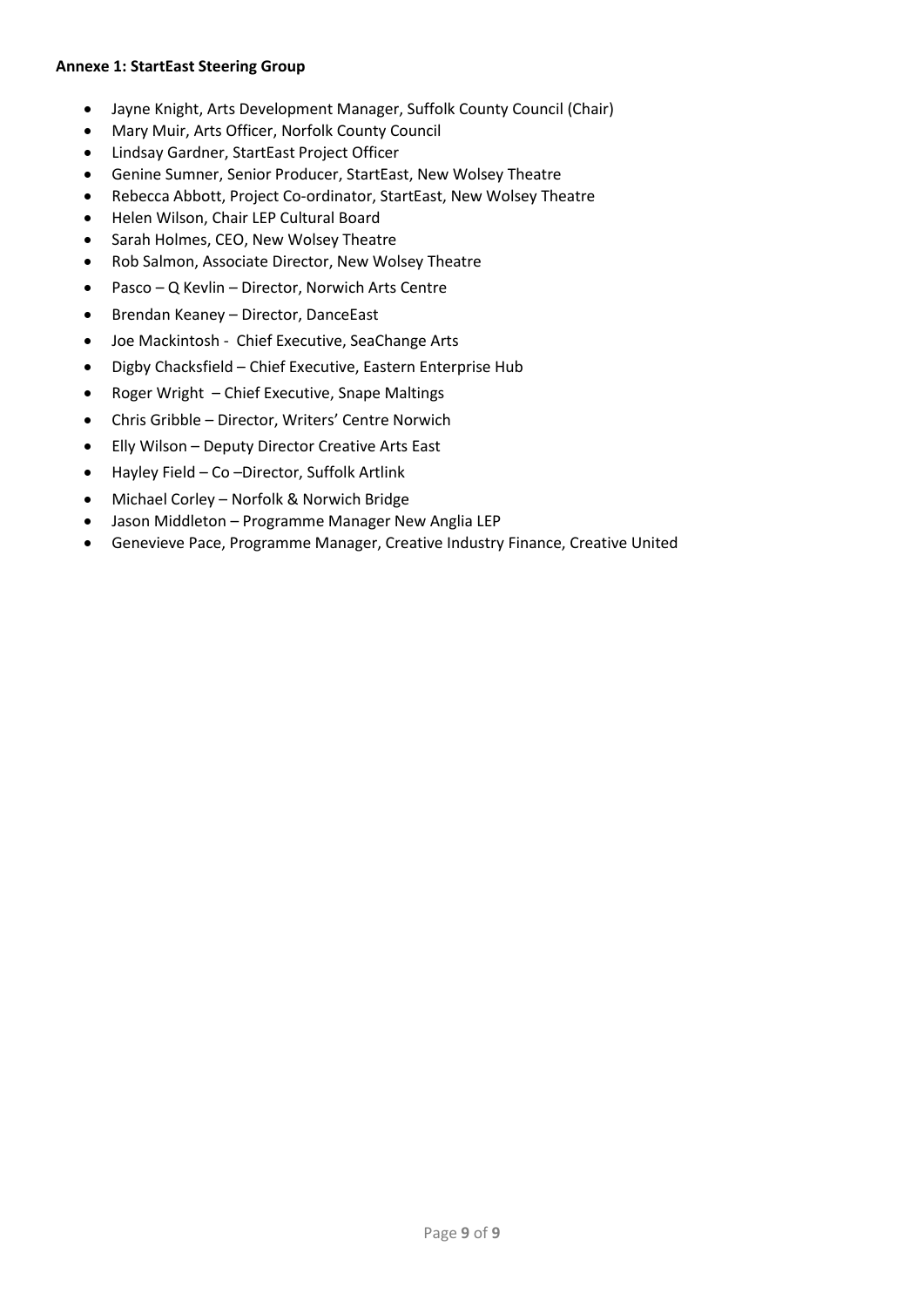**Annexe 1: StartEast Steering Group**

- Jayne Knight, Arts Development Manager, Suffolk County Council (Chair)
- Mary Muir, Arts Officer, Norfolk County Council
- Lindsay Gardner, StartEast Project Officer
- Genine Sumner, Senior Producer, StartEast, New Wolsey Theatre
- Rebecca Abbott, Project Co-ordinator, StartEast, New Wolsey Theatre
- Helen Wilson, Chair LEP Cultural Board
- Sarah Holmes, CEO, New Wolsey Theatre
- Rob Salmon, Associate Director, New Wolsey Theatre
- Pasco – Q Kevlin – Director, Norwich Arts Centre
- Brendan Keaney – Director, DanceEast
- Joe Mackintosh - Chief Executive, SeaChange Arts
- Digby Chacksfield – Chief Executive, Eastern Enterprise Hub
- Roger Wright – Chief Executive, Snape Maltings
- Chris Gribble – Director, Writers' Centre Norwich
- Elly Wilson – Deputy Director Creative Arts East
- Hayley Field – Co –Director, Suffolk Artlink
- Michael Corley – Norfolk & Norwich Bridge
- Jason Middleton – Programme Manager New Anglia LEP
- Genevieve Pace, Programme Manager, Creative Industry Finance, Creative United